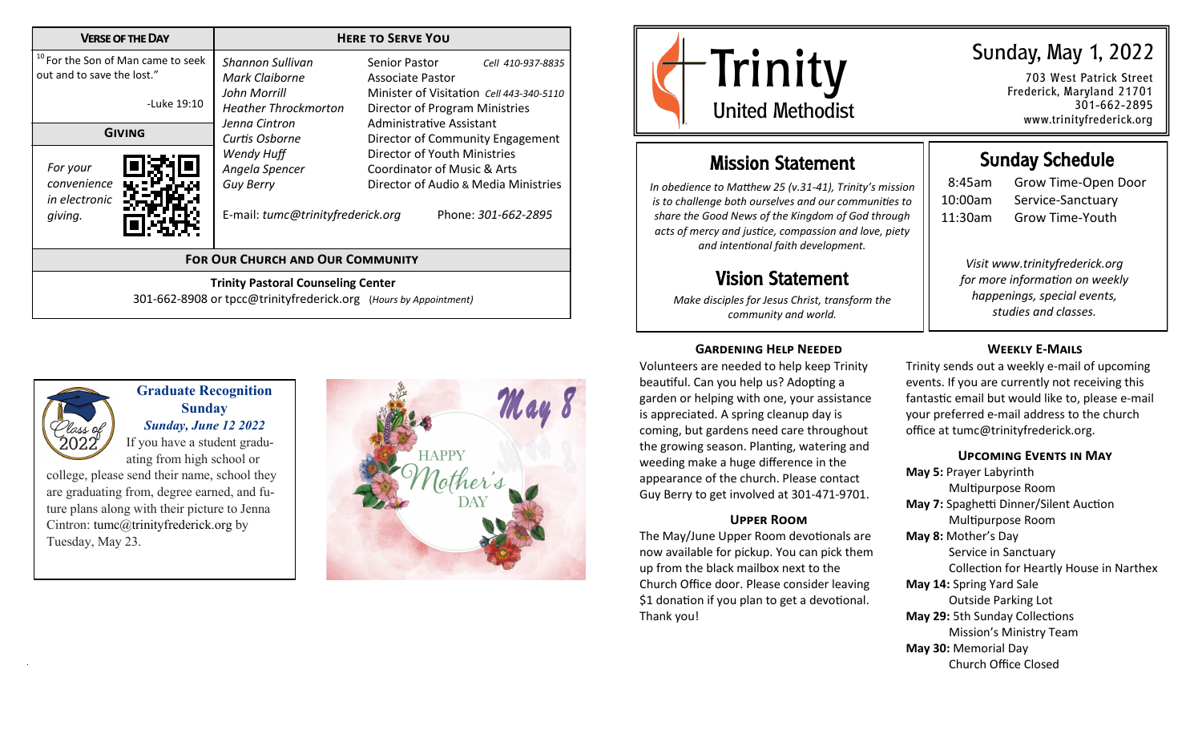# Trinity United Methodist

## Sunday, May 1, 2022

703 West Patrick Street
Frederick, Maryland 21701
301-662-2895
www.trinityfrederick.org

## Mission Statement

*In obedience to Matthew 25 (v.31-41), Trinity's mission is to challenge both ourselves and our communities to share the Good News of the Kingdom of God through acts of mercy and justice, compassion and love, piety and intentional faith development.*

## Vision Statement

*Make disciples for Jesus Christ, transform the community and world.*

## Sunday Schedule

| | |
|---|---|
| 8:45am | Grow Time-Open Door |
| 10:00am | Service-Sanctuary |
| 11:30am | Grow Time-Youth |

*Visit www.trinityfrederick.org for more information on weekly happenings, special events, studies and classes.*

### Gardening Help Needed

Volunteers are needed to help keep Trinity beautiful. Can you help us? Adopting a garden or helping with one, your assistance is appreciated. A spring cleanup day is coming, but gardens need care throughout the growing season. Planting, watering and weeding make a huge difference in the appearance of the church. Please contact Guy Berry to get involved at 301-471-9701.

### Upper Room

The May/June Upper Room devotionals are now available for pickup. You can pick them up from the black mailbox next to the Church Office door. Please consider leaving $1 donation if you plan to get a devotional. Thank you!

### Weekly E-Mails

Trinity sends out a weekly e-mail of upcoming events. If you are currently not receiving this fantastic email but would like to, please e-mail your preferred e-mail address to the church office at tumc@trinityfrederick.org.

### Upcoming Events in May

**May 5:** Prayer Labyrinth
Multipurpose Room

**May 7:** Spaghetti Dinner/Silent Auction
Multipurpose Room

**May 8:** Mother's Day
Service in Sanctuary
Collection for Heartly House in Narthex

**May 14:** Spring Yard Sale
Outside Parking Lot

**May 29:** 5th Sunday Collections
Mission's Ministry Team

**May 30:** Memorial Day
Church Office Closed

### Verse of the Day

[10] For the Son of Man came to seek out and to save the lost."

-Luke 19:10

### Giving

*For your convenience in electronic giving.*

### Here to Serve You

| Name | Position |
|---|---|
| *Shannon Sullivan* | Senior Pastor *Cell 410-937-8835* |
| *Mark Claiborne* | Associate Pastor |
| *John Morrill* | Minister of Visitation *Cell 443-340-5110* |
| *Heather Throckmorton* | Director of Program Ministries |
| *Jenna Cintron* | Administrative Assistant |
| *Curtis Osborne* | Director of Community Engagement |
| *Wendy Huff* | Director of Youth Ministries |
| *Angela Spencer* | Coordinator of Music & Arts |
| *Guy Berry* | Director of Audio & Media Ministries |

E-mail: *tumc@trinityfrederick.org* Phone: *301-662-2895*

### For Our Church and Our Community

**Trinity Pastoral Counseling Center**
301-662-8908 or tpcc@trinityfrederick.org (*Hours by Appointment*)

### Graduate Recognition Sunday

***Sunday, June 12 2022***

If you have a student graduating from high school or college, please send their name, school they are graduating from, degree earned, and future plans along with their picture to Jenna Cintron: tumc@trinityfrederick.org by Tuesday, May 23.

May 8 — Happy Mother's Day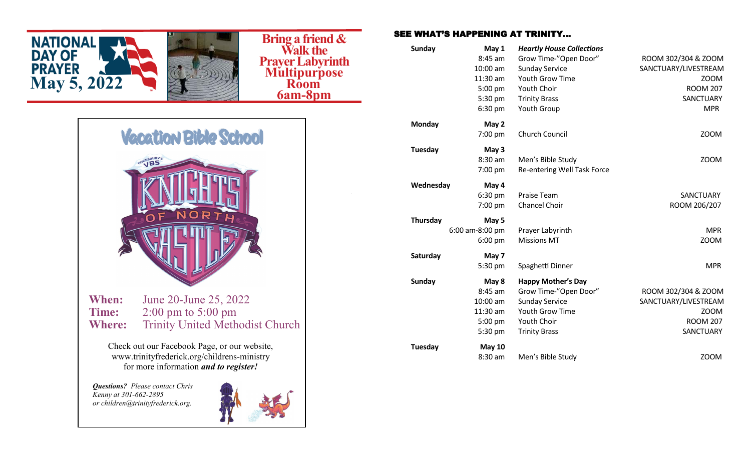**NATIONAL DAY OF PRAYER**
**May 5, 2022**

**Bring a friend & Walk the Prayer Labyrinth Multipurpose Room 6am-8pm**

## Vacation Bible School

COKESBURY'S VBS

KNIGHTS OF NORTH CASTLE

**When:** June 20-June 25, 2022
**Time:** 2:00 pm to 5:00 pm
**Where:** Trinity United Methodist Church

Check out our Facebook Page, or our website, www.trinityfrederick.org/childrens-ministry for more information ***and to register!***

***Questions?*** *Please contact Chris Kenny at 301-662-2895 or children@trinityfrederick.org.*

## SEE WHAT'S HAPPENING AT TRINITY…

| | | | |
|---|---|---|---|
| **Sunday** | **May 1** | ***Heartly House Collections*** | |
| | 8:45 am | Grow Time-"Open Door" | ROOM 302/304 & ZOOM |
| | 10:00 am | Sunday Service | SANCTUARY/LIVESTREAM |
| | 11:30 am | Youth Grow Time | ZOOM |
| | 5:00 pm | Youth Choir | ROOM 207 |
| | 5:30 pm | Trinity Brass | SANCTUARY |
| | 6:30 pm | Youth Group | MPR |
| **Monday** | **May 2** | | |
| | 7:00 pm | Church Council | ZOOM |
| **Tuesday** | **May 3** | | |
| | 8:30 am | Men's Bible Study | ZOOM |
| | 7:00 pm | Re-entering Well Task Force | |
| **Wednesday** | **May 4** | | |
| | 6:30 pm | Praise Team | SANCTUARY |
| | 7:00 pm | Chancel Choir | ROOM 206/207 |
| **Thursday** | **May 5** | | |
| | 6:00 am-8:00 pm | Prayer Labyrinth | MPR |
| | 6:00 pm | Missions MT | ZOOM |
| **Saturday** | **May 7** | | |
| | 5:30 pm | Spaghetti Dinner | MPR |
| **Sunday** | **May 8** | **Happy Mother's Day** | |
| | 8:45 am | Grow Time-"Open Door" | ROOM 302/304 & ZOOM |
| | 10:00 am | Sunday Service | SANCTUARY/LIVESTREAM |
| | 11:30 am | Youth Grow Time | ZOOM |
| | 5:00 pm | Youth Choir | ROOM 207 |
| | 5:30 pm | Trinity Brass | SANCTUARY |
| **Tuesday** | **May 10** | | |
| | 8:30 am | Men's Bible Study | ZOOM |